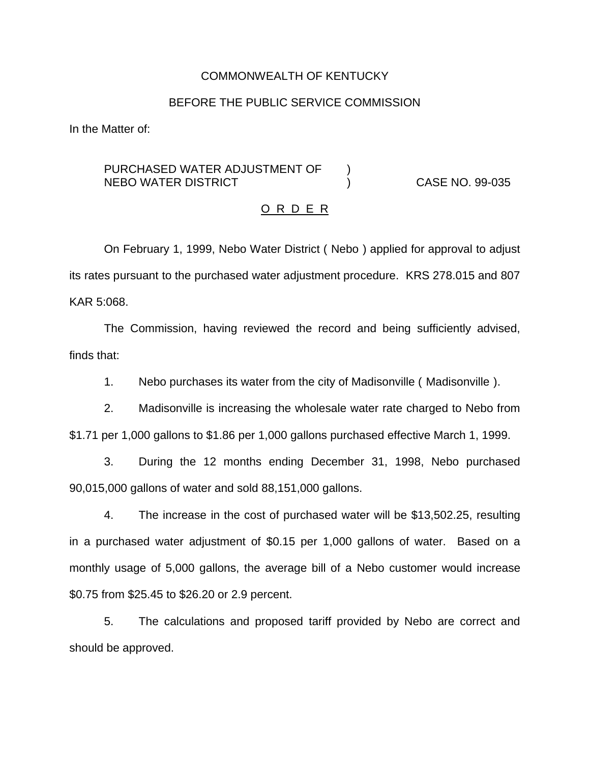COMMONWEALTH OF KENTUCKY

BEFORE THE PUBLIC SERVICE COMMISSION

In the Matter of:

PURCHASED WATER ADJUSTMENT OF NEBO WATER DISTRICT ) CASE NO. 99-035

O R D E R

On February 1, 1999, Nebo Water District ( Nebo ) applied for approval to adjust its rates pursuant to the purchased water adjustment procedure. KRS 278.015 and 807 KAR 5:068.

The Commission, having reviewed the record and being sufficiently advised, finds that:

1. Nebo purchases its water from the city of Madisonville ( Madisonville ).

2. Madisonville is increasing the wholesale water rate charged to Nebo from $1.71 per 1,000 gallons to $1.86 per 1,000 gallons purchased effective March 1, 1999.

3. During the 12 months ending December 31, 1998, Nebo purchased 90,015,000 gallons of water and sold 88,151,000 gallons.

4. The increase in the cost of purchased water will be $13,502.25, resulting in a purchased water adjustment of $0.15 per 1,000 gallons of water. Based on a monthly usage of 5,000 gallons, the average bill of a Nebo customer would increase $0.75 from $25.45 to $26.20 or 2.9 percent.

5. The calculations and proposed tariff provided by Nebo are correct and should be approved.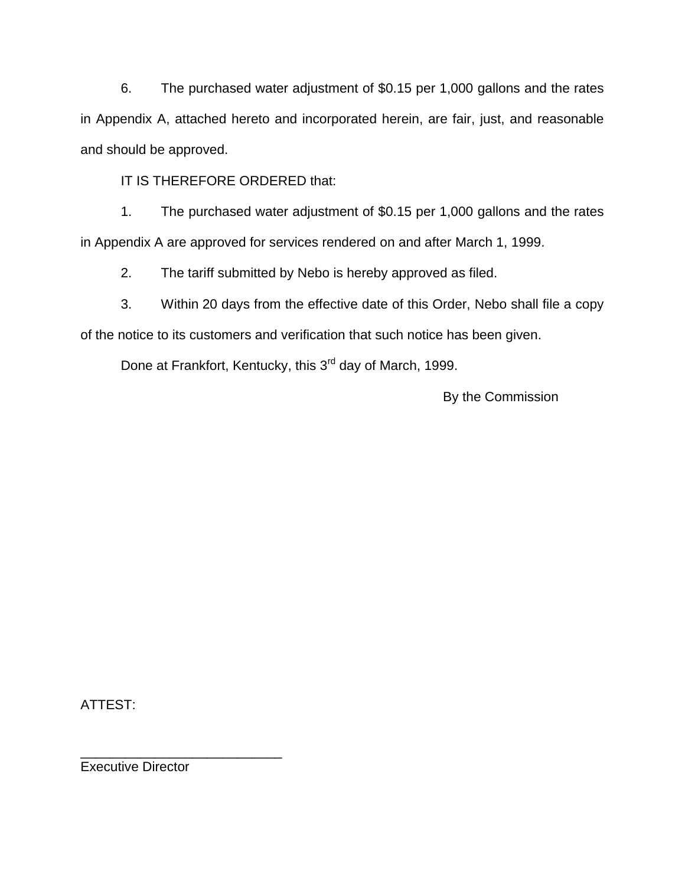6. The purchased water adjustment of $0.15 per 1,000 gallons and the rates in Appendix A, attached hereto and incorporated herein, are fair, just, and reasonable and should be approved.

IT IS THEREFORE ORDERED that:

1. The purchased water adjustment of $0.15 per 1,000 gallons and the rates in Appendix A are approved for services rendered on and after March 1, 1999.

2. The tariff submitted by Nebo is hereby approved as filed.

3. Within 20 days from the effective date of this Order, Nebo shall file a copy of the notice to its customers and verification that such notice has been given.

Done at Frankfort, Kentucky, this 3rd day of March, 1999.

By the Commission

ATTEST:

___________________________
Executive Director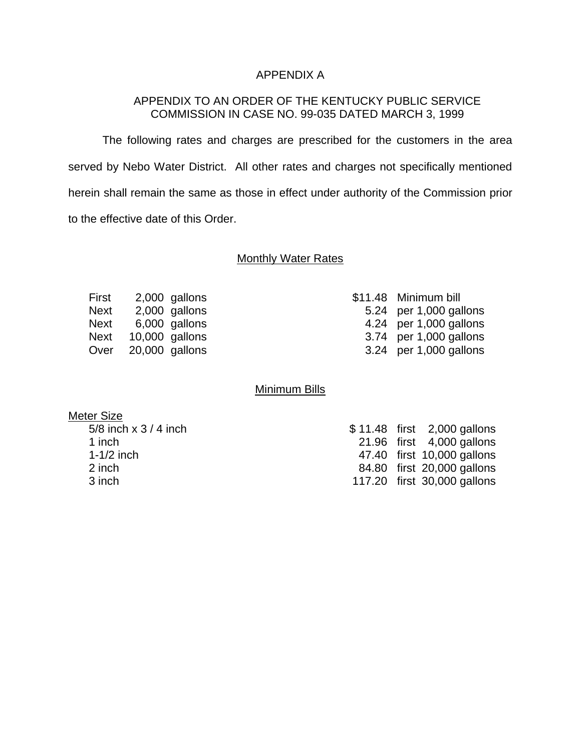# APPENDIX A

## APPENDIX TO AN ORDER OF THE KENTUCKY PUBLIC SERVICE COMMISSION IN CASE NO. 99-035 DATED MARCH 3, 1999

The following rates and charges are prescribed for the customers in the area served by Nebo Water District. All other rates and charges not specifically mentioned herein shall remain the same as those in effect under authority of the Commission prior to the effective date of this Order.

### Monthly Water Rates

| | | |
|---|---|---|
| First | 2,000 gallons | $11.48 Minimum bill |
| Next | 2,000 gallons | 5.24 per 1,000 gallons |
| Next | 6,000 gallons | 4.24 per 1,000 gallons |
| Next | 10,000 gallons | 3.74 per 1,000 gallons |
| Over | 20,000 gallons | 3.24 per 1,000 gallons |

### Minimum Bills

| Meter Size | | |
|---|---|---|
| 5/8 inch x 3 / 4 inch | $ 11.48 | first 2,000 gallons |
| 1 inch | 21.96 | first 4,000 gallons |
| 1-1/2 inch | 47.40 | first 10,000 gallons |
| 2 inch | 84.80 | first 20,000 gallons |
| 3 inch | 117.20 | first 30,000 gallons |